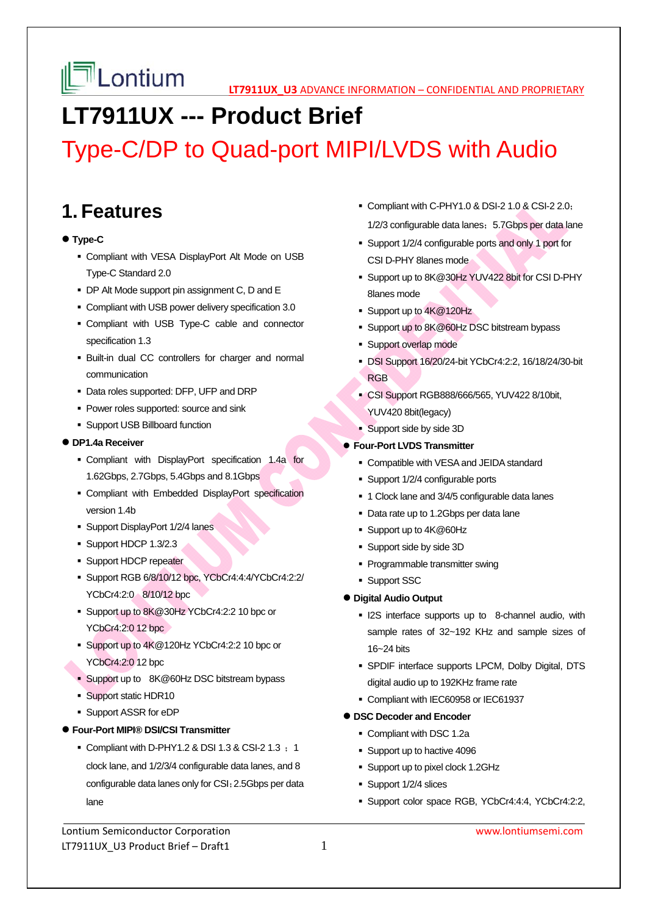# LT7911UX --- Product Brief

## Type-C/DP to Quad-port MIPI/LVDS with Audio

## 1. Features

- **Type-C**
  - Compliant with VESA DisplayPort Alt Mode on USB Type-C Standard 2.0
  - DP Alt Mode support pin assignment C, D and E
  - Compliant with USB power delivery specification 3.0
  - Compliant with USB Type-C cable and connector specification 1.3
  - Built-in dual CC controllers for charger and normal communication
  - Data roles supported: DFP, UFP and DRP
  - Power roles supported: source and sink
  - Support USB Billboard function
- **DP1.4a Receiver**
  - Compliant with DisplayPort specification 1.4a for 1.62Gbps, 2.7Gbps, 5.4Gbps and 8.1Gbps
  - Compliant with Embedded DisplayPort specification version 1.4b
  - Support DisplayPort 1/2/4 lanes
  - Support HDCP 1.3/2.3
  - Support HDCP repeater
  - Support RGB 6/8/10/12 bpc, YCbCr4:4:4/YCbCr4:2:2/ YCbCr4:2:0 8/10/12 bpc
  - Support up to 8K@30Hz YCbCr4:2:2 10 bpc or YCbCr4:2:0 12 bpc
  - Support up to 4K@120Hz YCbCr4:2:2 10 bpc or YCbCr4:2:0 12 bpc
  - Support up to 8K@60Hz DSC bitstream bypass
  - Support static HDR10
  - Support ASSR for eDP
- **Four-Port MIPI® DSI/CSI Transmitter**
  - Compliant with D-PHY1.2 & DSI 1.3 & CSI-2 1.3 ；1 clock lane, and 1/2/3/4 configurable data lanes, and 8 configurable data lanes only for CSI；2.5Gbps per data lane
  - Compliant with C-PHY1.0 & DSI-2 1.0 & CSI-2 2.0；1/2/3 configurable data lanes；5.7Gbps per data lane
  - Support 1/2/4 configurable ports and only 1 port for CSI D-PHY 8lanes mode
  - Support up to 8K@30Hz YUV422 8bit for CSI D-PHY 8lanes mode
  - Support up to 4K@120Hz
  - Support up to 8K@60Hz DSC bitstream bypass
  - Support overlap mode
  - DSI Support 16/20/24-bit YCbCr4:2:2, 16/18/24/30-bit RGB
  - CSI Support RGB888/666/565, YUV422 8/10bit, YUV420 8bit(legacy)
  - Support side by side 3D
- **Four-Port LVDS Transmitter**
  - Compatible with VESA and JEIDA standard
  - Support 1/2/4 configurable ports
  - 1 Clock lane and 3/4/5 configurable data lanes
  - Data rate up to 1.2Gbps per data lane
  - Support up to 4K@60Hz
  - Support side by side 3D
  - Programmable transmitter swing
  - Support SSC
- **Digital Audio Output**
  - I2S interface supports up to 8-channel audio, with sample rates of 32~192 KHz and sample sizes of 16~24 bits
  - SPDIF interface supports LPCM, Dolby Digital, DTS digital audio up to 192KHz frame rate
  - Compliant with IEC60958 or IEC61937
- **DSC Decoder and Encoder**
  - Compliant with DSC 1.2a
  - Support up to hactive 4096
  - Support up to pixel clock 1.2GHz
  - Support 1/2/4 slices
  - Support color space RGB, YCbCr4:4:4, YCbCr4:2:2,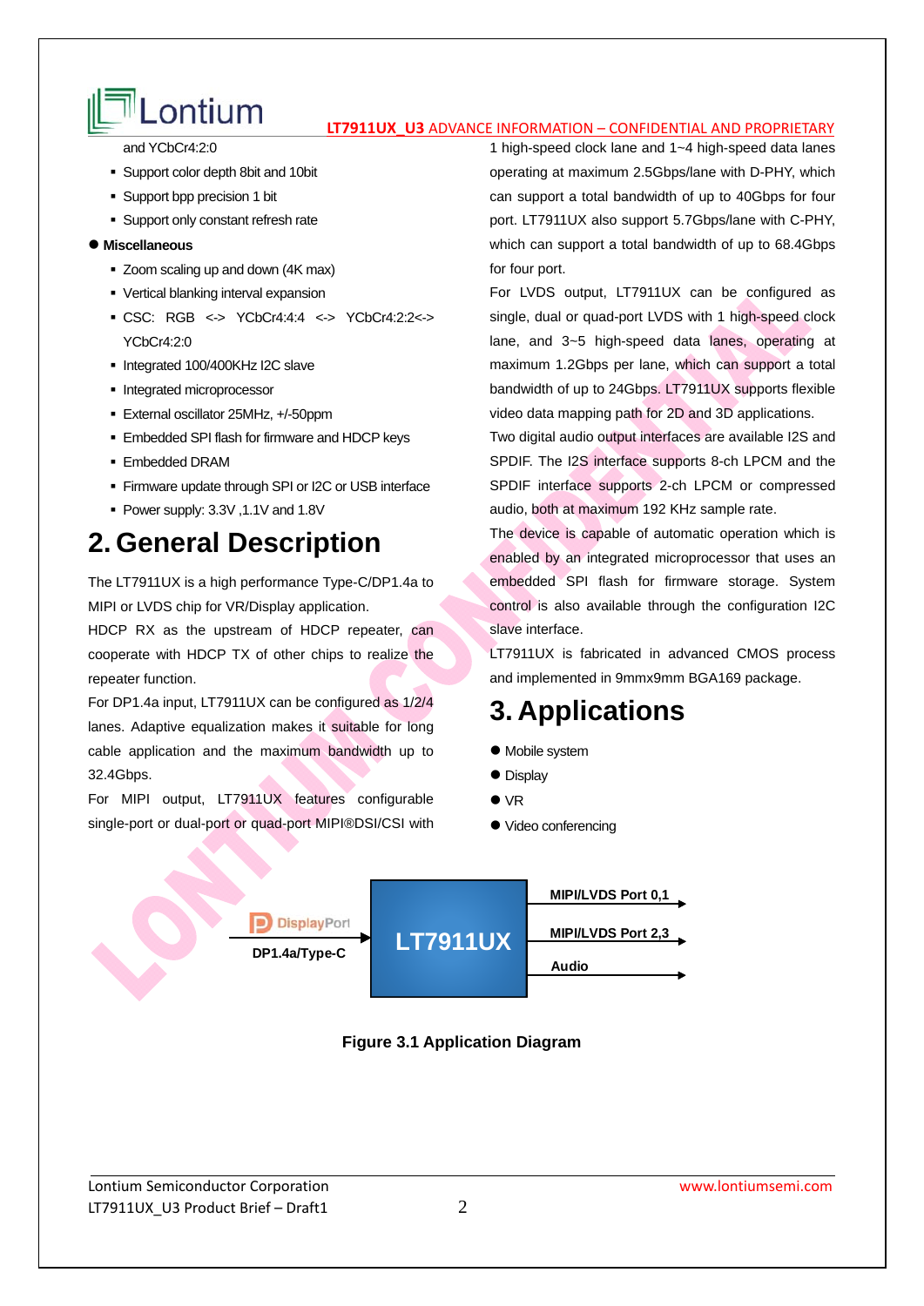and YCbCr4:2:0

- Support color depth 8bit and 10bit
- Support bpp precision 1 bit
- Support only constant refresh rate

- **Miscellaneous**
  - Zoom scaling up and down (4K max)
  - Vertical blanking interval expansion
  - CSC: RGB <-> YCbCr4:4:4 <-> YCbCr4:2:2<-> YCbCr4:2:0
  - Integrated 100/400KHz I2C slave
  - Integrated microprocessor
  - External oscillator 25MHz, +/-50ppm
  - Embedded SPI flash for firmware and HDCP keys
  - Embedded DRAM
  - Firmware update through SPI or I2C or USB interface
  - Power supply: 3.3V ,1.1V and 1.8V

# 2. General Description

The LT7911UX is a high performance Type-C/DP1.4a to MIPI or LVDS chip for VR/Display application.

HDCP RX as the upstream of HDCP repeater, can cooperate with HDCP TX of other chips to realize the repeater function.

For DP1.4a input, LT7911UX can be configured as 1/2/4 lanes. Adaptive equalization makes it suitable for long cable application and the maximum bandwidth up to 32.4Gbps.

For MIPI output, LT7911UX features configurable single-port or dual-port or quad-port MIPI®DSI/CSI with 1 high-speed clock lane and 1~4 high-speed data lanes operating at maximum 2.5Gbps/lane with D-PHY, which can support a total bandwidth of up to 40Gbps for four port. LT7911UX also support 5.7Gbps/lane with C-PHY, which can support a total bandwidth of up to 68.4Gbps for four port.

For LVDS output, LT7911UX can be configured as single, dual or quad-port LVDS with 1 high-speed clock lane, and 3~5 high-speed data lanes, operating at maximum 1.2Gbps per lane, which can support a total bandwidth of up to 24Gbps. LT7911UX supports flexible video data mapping path for 2D and 3D applications.

Two digital audio output interfaces are available I2S and SPDIF. The I2S interface supports 8-ch LPCM and the SPDIF interface supports 2-ch LPCM or compressed audio, both at maximum 192 KHz sample rate.

The device is capable of automatic operation which is enabled by an integrated microprocessor that uses an embedded SPI flash for firmware storage. System control is also available through the configuration I2C slave interface.

LT7911UX is fabricated in advanced CMOS process and implemented in 9mmx9mm BGA169 package.

# 3. Applications

- Mobile system
- Display
- VR
- Video conferencing

DisplayPort DP1.4a/Type-C → LT7911UX → MIPI/LVDS Port 0,1; MIPI/LVDS Port 2,3; Audio

**Figure 3.1 Application Diagram**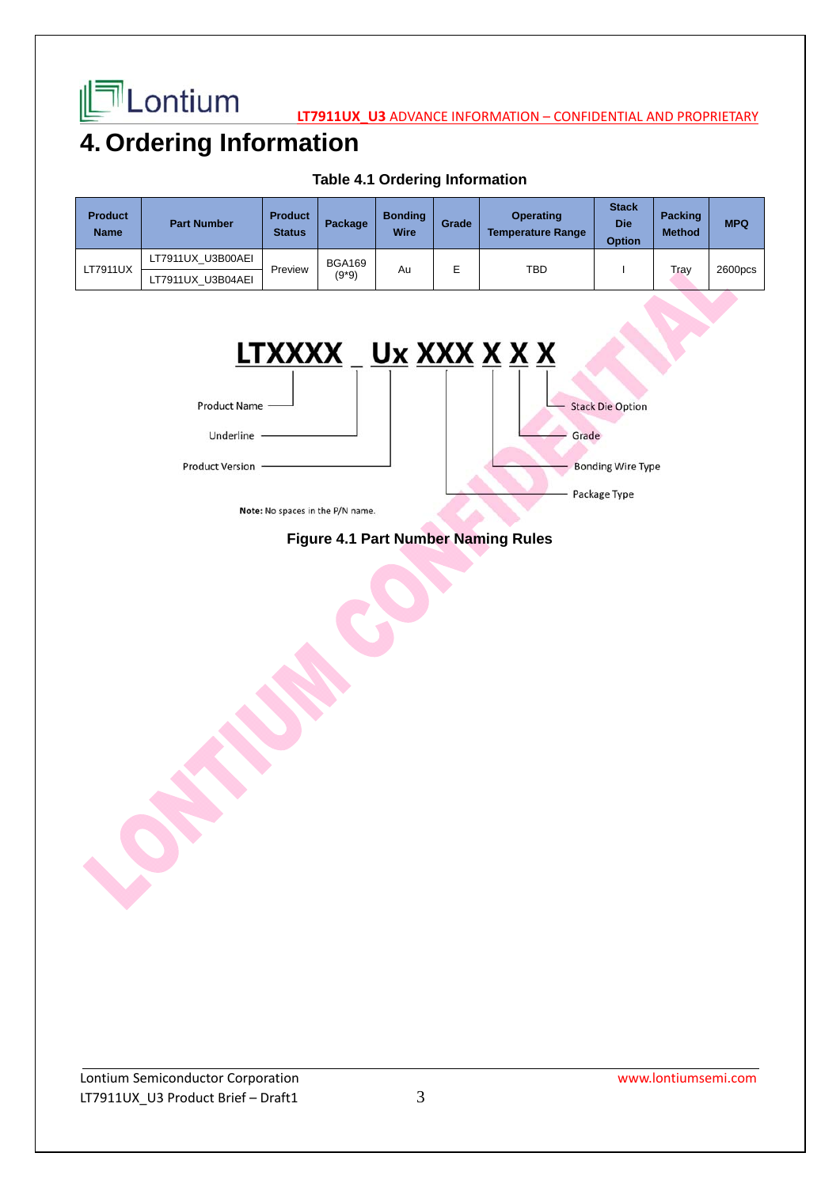# 4. Ordering Information

**Table 4.1 Ordering Information**

| Product Name | Part Number | Product Status | Package | Bonding Wire | Grade | Operating Temperature Range | Stack Die Option | Packing Method | MPQ |
|---|---|---|---|---|---|---|---|---|---|
| LT7911UX | LT7911UX_U3B00AEI | Preview | BGA169 (9*9) | Au | E | TBD | I | Tray | 2600pcs |
| | LT7911UX_U3B04AEI | | | | | | | | |

**LTXXXX _ Ux XXX X X X**

- Product Name
- Underline
- Product Version
- Package Type
- Bonding Wire Type
- Grade
- Stack Die Option

**Note:** No spaces in the P/N name.

**Figure 4.1 Part Number Naming Rules**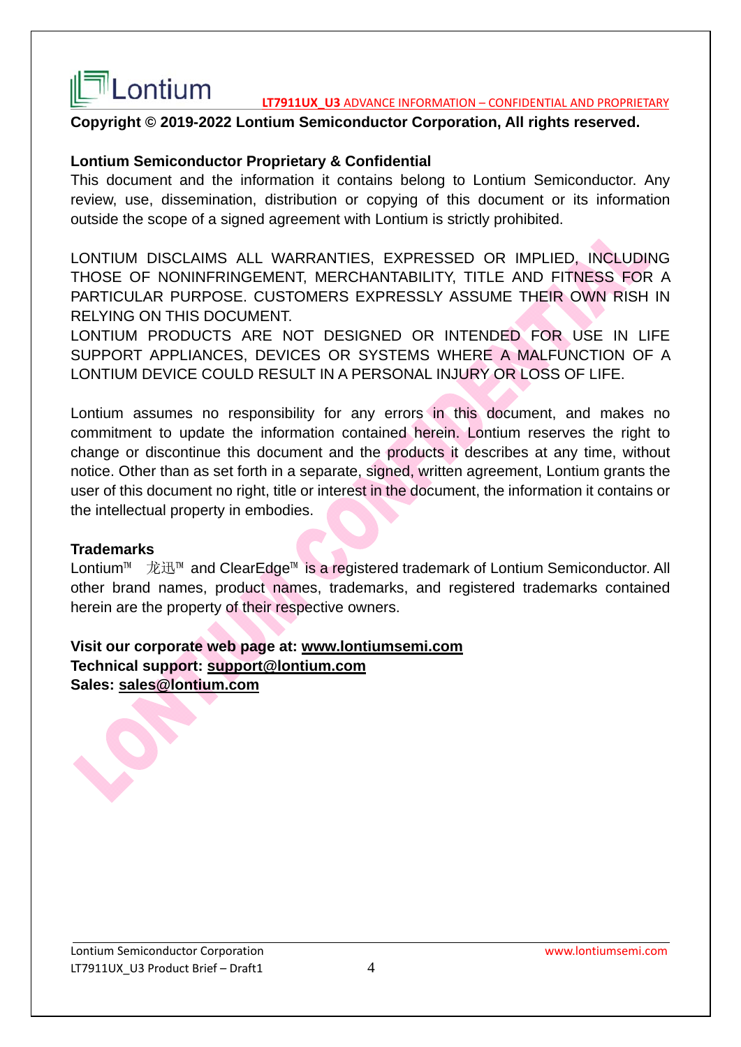**Copyright © 2019-2022 Lontium Semiconductor Corporation, All rights reserved.**

**Lontium Semiconductor Proprietary & Confidential**

This document and the information it contains belong to Lontium Semiconductor. Any review, use, dissemination, distribution or copying of this document or its information outside the scope of a signed agreement with Lontium is strictly prohibited.

LONTIUM DISCLAIMS ALL WARRANTIES, EXPRESSED OR IMPLIED, INCLUDING THOSE OF NONINFRINGEMENT, MERCHANTABILITY, TITLE AND FITNESS FOR A PARTICULAR PURPOSE. CUSTOMERS EXPRESSLY ASSUME THEIR OWN RISK IN RELYING ON THIS DOCUMENT.
LONTIUM PRODUCTS ARE NOT DESIGNED OR INTENDED FOR USE IN LIFE SUPPORT APPLIANCES, DEVICES OR SYSTEMS WHERE A MALFUNCTION OF A LONTIUM DEVICE COULD RESULT IN A PERSONAL INJURY OR LOSS OF LIFE.

Lontium assumes no responsibility for any errors in this document, and makes no commitment to update the information contained herein. Lontium reserves the right to change or discontinue this document and the products it describes at any time, without notice. Other than as set forth in a separate, signed, written agreement, Lontium grants the user of this document no right, title or interest in the document, the information it contains or the intellectual property in embodies.

**Trademarks**

Lontium™ 龙迅™ and ClearEdge™ is a registered trademark of Lontium Semiconductor. All other brand names, product names, trademarks, and registered trademarks contained herein are the property of their respective owners.

**Visit our corporate web page at: www.lontiumsemi.com**
**Technical support: support@lontium.com**
**Sales: sales@lontium.com**